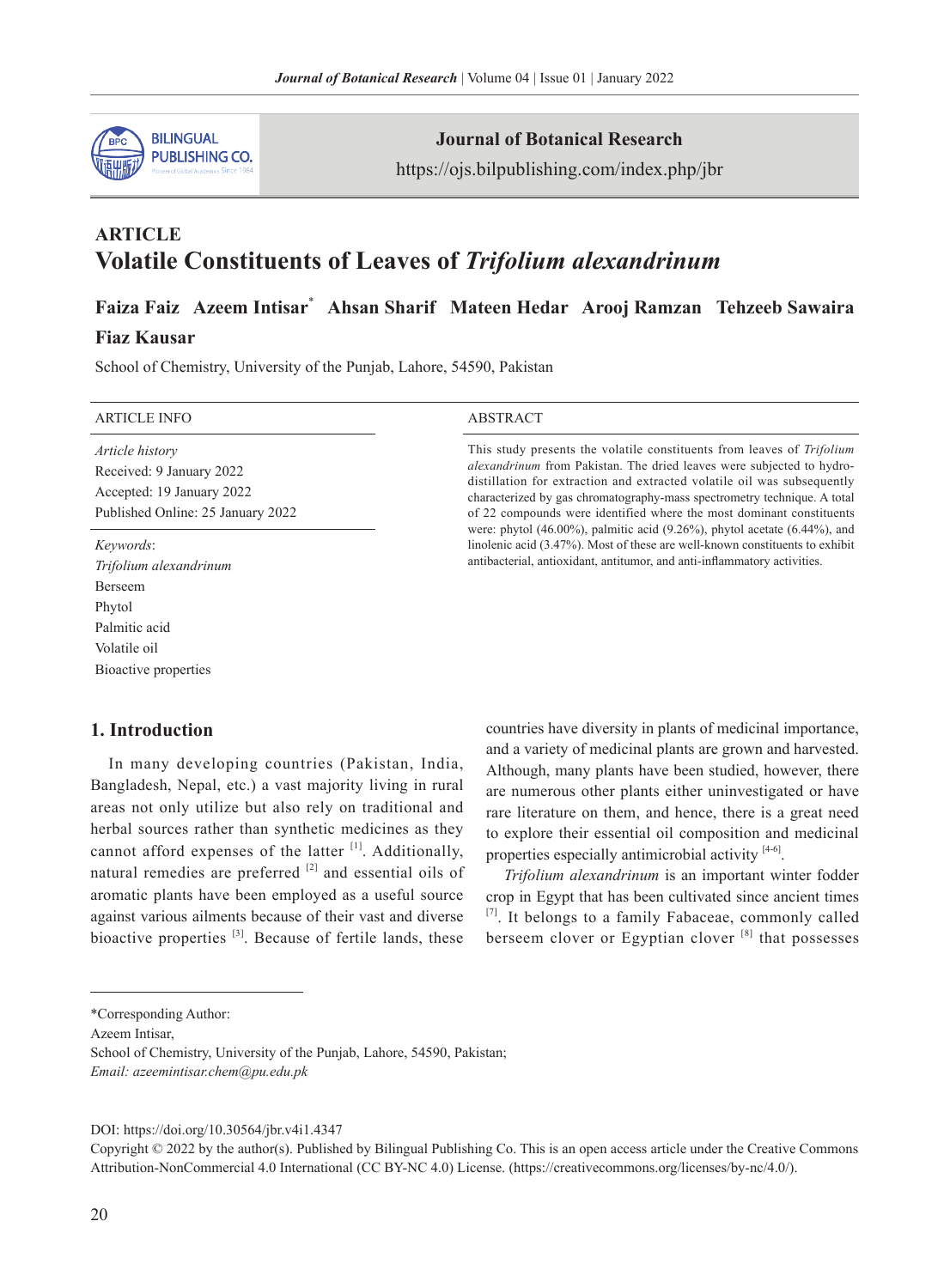**ARTICLE**

# Volatile Constituents of Leaves of *Trifolium alexandrinum*

**Faiza Faiz  Azeem Intisar\*  Ahsan Sharif  Mateen Hedar  Arooj Ramzan  Tehzeeb Sawaira  Fiaz Kausar**

School of Chemistry, University of the Punjab, Lahore, 54590, Pakistan

ARTICLE INFO

*Article history*
Received: 9 January 2022
Accepted: 19 January 2022
Published Online: 25 January 2022

*Keywords*:
*Trifolium alexandrinum*
Berseem
Phytol
Palmitic acid
Volatile oil
Bioactive properties

ABSTRACT

This study presents the volatile constituents from leaves of *Trifolium alexandrinum* from Pakistan. The dried leaves were subjected to hydro-distillation for extraction and extracted volatile oil was subsequently characterized by gas chromatography-mass spectrometry technique. A total of 22 compounds were identified where the most dominant constituents were: phytol (46.00%), palmitic acid (9.26%), phytol acetate (6.44%), and linolenic acid (3.47%). Most of these are well-known constituents to exhibit antibacterial, antioxidant, antitumor, and anti-inflammatory activities.

## 1. Introduction

In many developing countries (Pakistan, India, Bangladesh, Nepal, etc.) a vast majority living in rural areas not only utilize but also rely on traditional and herbal sources rather than synthetic medicines as they cannot afford expenses of the latter [1]. Additionally, natural remedies are preferred [2] and essential oils of aromatic plants have been employed as a useful source against various ailments because of their vast and diverse bioactive properties [3]. Because of fertile lands, these countries have diversity in plants of medicinal importance, and a variety of medicinal plants are grown and harvested. Although, many plants have been studied, however, there are numerous other plants either uninvestigated or have rare literature on them, and hence, there is a great need to explore their essential oil composition and medicinal properties especially antimicrobial activity [4-6].

*Trifolium alexandrinum* is an important winter fodder crop in Egypt that has been cultivated since ancient times [7]. It belongs to a family Fabaceae, commonly called berseem clover or Egyptian clover [8] that possesses

\*Corresponding Author:
Azeem Intisar,
School of Chemistry, University of the Punjab, Lahore, 54590, Pakistan;
*Email: azeemintisar.chem@pu.edu.pk*

DOI: https://doi.org/10.30564/jbr.v4i1.4347

Copyright © 2022 by the author(s). Published by Bilingual Publishing Co. This is an open access article under the Creative Commons Attribution-NonCommercial 4.0 International (CC BY-NC 4.0) License. (https://creativecommons.org/licenses/by-nc/4.0/).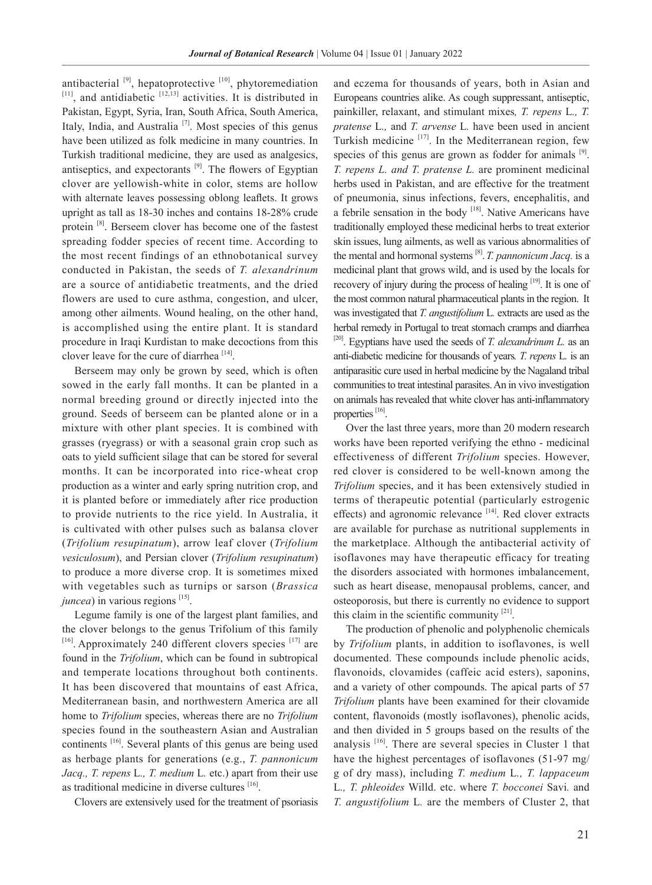antibacterial [9], hepatoprotective [10], phytoremediation [11], and antidiabetic [12,13] activities. It is distributed in Pakistan, Egypt, Syria, Iran, South Africa, South America, Italy, India, and Australia [7]. Most species of this genus have been utilized as folk medicine in many countries. In Turkish traditional medicine, they are used as analgesics, antiseptics, and expectorants [9]. The flowers of Egyptian clover are yellowish-white in color, stems are hollow with alternate leaves possessing oblong leaflets. It grows upright as tall as 18-30 inches and contains 18-28% crude protein [8]. Berseem clover has become one of the fastest spreading fodder species of recent time. According to the most recent findings of an ethnobotanical survey conducted in Pakistan, the seeds of *T. alexandrinum* are a source of antidiabetic treatments, and the dried flowers are used to cure asthma, congestion, and ulcer, among other ailments. Wound healing, on the other hand, is accomplished using the entire plant. It is standard procedure in Iraqi Kurdistan to make decoctions from this clover leave for the cure of diarrhea [14].

Berseem may only be grown by seed, which is often sowed in the early fall months. It can be planted in a normal breeding ground or directly injected into the ground. Seeds of berseem can be planted alone or in a mixture with other plant species. It is combined with grasses (ryegrass) or with a seasonal grain crop such as oats to yield sufficient silage that can be stored for several months. It can be incorporated into rice-wheat crop production as a winter and early spring nutrition crop, and it is planted before or immediately after rice production to provide nutrients to the rice yield. In Australia, it is cultivated with other pulses such as balansa clover (*Trifolium resupinatum*), arrow leaf clover (*Trifolium vesiculosum*), and Persian clover (*Trifolium resupinatum*) to produce a more diverse crop. It is sometimes mixed with vegetables such as turnips or sarson (*Brassica juncea*) in various regions [15].

Legume family is one of the largest plant families, and the clover belongs to the genus Trifolium of this family [16]. Approximately 240 different clovers species [17] are found in the *Trifolium*, which can be found in subtropical and temperate locations throughout both continents. It has been discovered that mountains of east Africa, Mediterranean basin, and northwestern America are all home to *Trifolium* species, whereas there are no *Trifolium* species found in the southeastern Asian and Australian continents [16]. Several plants of this genus are being used as herbage plants for generations (e.g., *T. pannonicum Jacq., T. repens* L.*, T. medium* L. etc.) apart from their use as traditional medicine in diverse cultures [16].

Clovers are extensively used for the treatment of psoriasis and eczema for thousands of years, both in Asian and Europeans countries alike. As cough suppressant, antiseptic, painkiller, relaxant, and stimulant mixes*, T. repens* L.*, T. pratense* L.*,* and *T. arvense* L. have been used in ancient Turkish medicine [17]. In the Mediterranean region, few species of this genus are grown as fodder for animals [9]. *T. repens L. and T. pratense L.* are prominent medicinal herbs used in Pakistan, and are effective for the treatment of pneumonia, sinus infections, fevers, encephalitis, and a febrile sensation in the body [18]. Native Americans have traditionally employed these medicinal herbs to treat exterior skin issues, lung ailments, as well as various abnormalities of the mental and hormonal systems [8]. *T. pannonicum Jacq.* is a medicinal plant that grows wild, and is used by the locals for recovery of injury during the process of healing [19]. It is one of the most common natural pharmaceutical plants in the region. It was investigated that *T. angustifolium* L. extracts are used as the herbal remedy in Portugal to treat stomach cramps and diarrhea [20]. Egyptians have used the seeds of *T. alexandrinum L.* as an anti-diabetic medicine for thousands of years*. T. repens* L. is an antiparasitic cure used in herbal medicine by the Nagaland tribal communities to treat intestinal parasites. An in vivo investigation on animals has revealed that white clover has anti-inflammatory properties [16].

Over the last three years, more than 20 modern research works have been reported verifying the ethno - medicinal effectiveness of different *Trifolium* species. However, red clover is considered to be well-known among the *Trifolium* species, and it has been extensively studied in terms of therapeutic potential (particularly estrogenic effects) and agronomic relevance [14]. Red clover extracts are available for purchase as nutritional supplements in the marketplace. Although the antibacterial activity of isoflavones may have therapeutic efficacy for treating the disorders associated with hormones imbalancement, such as heart disease, menopausal problems, cancer, and osteoporosis, but there is currently no evidence to support this claim in the scientific community [21].

The production of phenolic and polyphenolic chemicals by *Trifolium* plants, in addition to isoflavones, is well documented. These compounds include phenolic acids, flavonoids, clovamides (caffeic acid esters), saponins, and a variety of other compounds. The apical parts of 57 *Trifolium* plants have been examined for their clovamide content, flavonoids (mostly isoflavones), phenolic acids, and then divided in 5 groups based on the results of the analysis [16]. There are several species in Cluster 1 that have the highest percentages of isoflavones (51-97 mg/g of dry mass), including *T. medium* L.*, T. lappaceum* L.*, T. phleoides* Willd. etc. where *T. bocconei* Savi*.* and *T. angustifolium* L. are the members of Cluster 2, that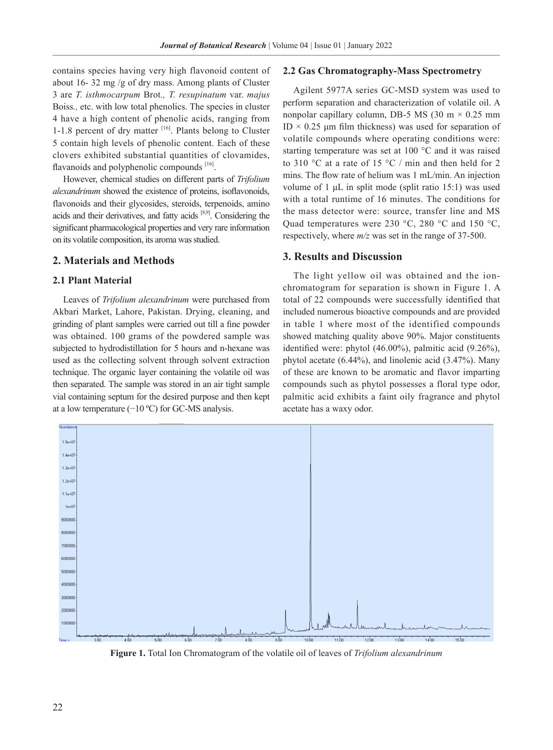contains species having very high flavonoid content of about 16- 32 mg /g of dry mass. Among plants of Cluster 3 are *T. isthmocarpum* Brot., *T. resupinatum* var. *majus* Boiss., etc. with low total phenolics. The species in cluster 4 have a high content of phenolic acids, ranging from 1-1.8 percent of dry matter [16]. Plants belong to Cluster 5 contain high levels of phenolic content. Each of these clovers exhibited substantial quantities of clovamides, flavanoids and polyphenolic compounds [16].

However, chemical studies on different parts of *Trifolium alexandrinum* showed the existence of proteins, isoflavonoids, flavonoids and their glycosides, steroids, terpenoids, amino acids and their derivatives, and fatty acids [8,9]. Considering the significant pharmacological properties and very rare information on its volatile composition, its aroma was studied.

## 2. Materials and Methods

### 2.1 Plant Material

Leaves of *Trifolium alexandrinum* were purchased from Akbari Market, Lahore, Pakistan. Drying, cleaning, and grinding of plant samples were carried out till a fine powder was obtained. 100 grams of the powdered sample was subjected to hydrodistillation for 5 hours and n-hexane was used as the collecting solvent through solvent extraction technique. The organic layer containing the volatile oil was then separated. The sample was stored in an air tight sample vial containing septum for the desired purpose and then kept at a low temperature (−10 ºC) for GC-MS analysis.

### 2.2 Gas Chromatography-Mass Spectrometry

Agilent 5977A series GC-MSD system was used to perform separation and characterization of volatile oil. A nonpolar capillary column, DB-5 MS (30 m × 0.25 mm ID × 0.25 μm film thickness) was used for separation of volatile compounds where operating conditions were: starting temperature was set at 100 °C and it was raised to 310 °C at a rate of 15 °C / min and then held for 2 mins. The flow rate of helium was 1 mL/min. An injection volume of 1 μL in split mode (split ratio 15:1) was used with a total runtime of 16 minutes. The conditions for the mass detector were: source, transfer line and MS Quad temperatures were 230 °C, 280 °C and 150 °C, respectively, where *m/z* was set in the range of 37-500.

## 3. Results and Discussion

The light yellow oil was obtained and the ion-chromatogram for separation is shown in Figure 1. A total of 22 compounds were successfully identified that included numerous bioactive compounds and are provided in table 1 where most of the identified compounds showed matching quality above 90%. Major constituents identified were: phytol (46.00%), palmitic acid (9.26%), phytol acetate (6.44%), and linolenic acid (3.47%). Many of these are known to be aromatic and flavor imparting compounds such as phytol possesses a floral type odor, palmitic acid exhibits a faint oily fragrance and phytol acetate has a waxy odor.

**Figure 1.** Total Ion Chromatogram of the volatile oil of leaves of *Trifolium alexandrinum*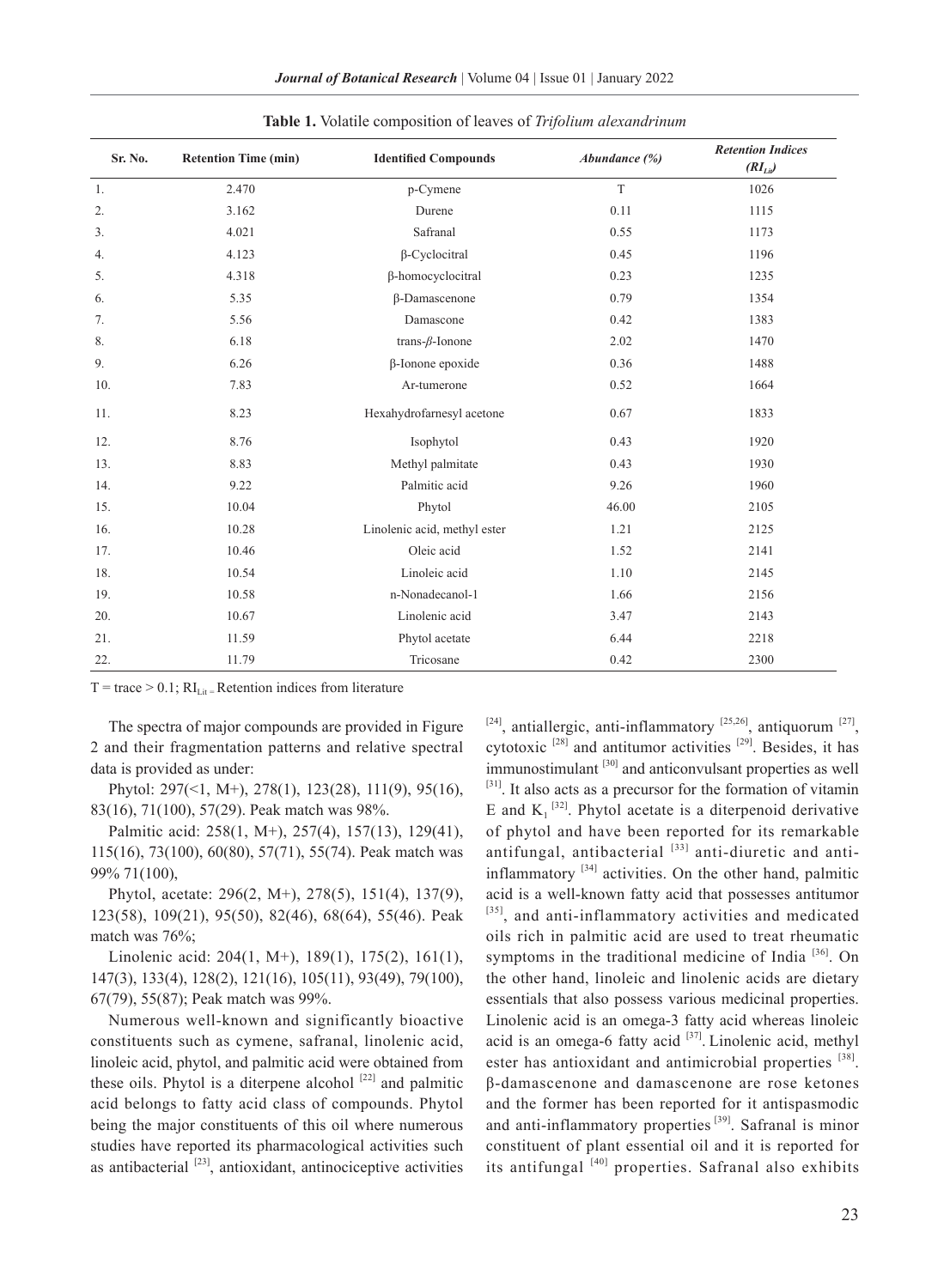**Table 1.** Volatile composition of leaves of *Trifolium alexandrinum*

| Sr. No. | Retention Time (min) | Identified Compounds | *Abundance (%)* | *Retention Indices ($RI_{Lit}$)* |
|---|---|---|---|---|
| 1. | 2.470 | p-Cymene | T | 1026 |
| 2. | 3.162 | Durene | 0.11 | 1115 |
| 3. | 4.021 | Safranal | 0.55 | 1173 |
| 4. | 4.123 | β-Cyclocitral | 0.45 | 1196 |
| 5. | 4.318 | β-homocyclocitral | 0.23 | 1235 |
| 6. | 5.35 | β-Damascenone | 0.79 | 1354 |
| 7. | 5.56 | Damascone | 0.42 | 1383 |
| 8. | 6.18 | trans-*β*-Ionone | 2.02 | 1470 |
| 9. | 6.26 | β-Ionone epoxide | 0.36 | 1488 |
| 10. | 7.83 | Ar-tumerone | 0.52 | 1664 |
| 11. | 8.23 | Hexahydrofarnesyl acetone | 0.67 | 1833 |
| 12. | 8.76 | Isophytol | 0.43 | 1920 |
| 13. | 8.83 | Methyl palmitate | 0.43 | 1930 |
| 14. | 9.22 | Palmitic acid | 9.26 | 1960 |
| 15. | 10.04 | Phytol | 46.00 | 2105 |
| 16. | 10.28 | Linolenic acid, methyl ester | 1.21 | 2125 |
| 17. | 10.46 | Oleic acid | 1.52 | 2141 |
| 18. | 10.54 | Linoleic acid | 1.10 | 2145 |
| 19. | 10.58 | n-Nonadecanol-1 | 1.66 | 2156 |
| 20. | 10.67 | Linolenic acid | 3.47 | 2143 |
| 21. | 11.59 | Phytol acetate | 6.44 | 2218 |
| 22. | 11.79 | Tricosane | 0.42 | 2300 |

T = trace > 0.1; $RI_{Lit}$ = Retention indices from literature

The spectra of major compounds are provided in Figure 2 and their fragmentation patterns and relative spectral data is provided as under:

Phytol: 297(<1, M+), 278(1), 123(28), 111(9), 95(16), 83(16), 71(100), 57(29). Peak match was 98%.

Palmitic acid: 258(1, M+), 257(4), 157(13), 129(41), 115(16), 73(100), 60(80), 57(71), 55(74). Peak match was 99% 71(100),

Phytol, acetate: 296(2, M+), 278(5), 151(4), 137(9), 123(58), 109(21), 95(50), 82(46), 68(64), 55(46). Peak match was 76%;

Linolenic acid: 204(1, M+), 189(1), 175(2), 161(1), 147(3), 133(4), 128(2), 121(16), 105(11), 93(49), 79(100), 67(79), 55(87); Peak match was 99%.

Numerous well-known and significantly bioactive constituents such as cymene, safranal, linolenic acid, linoleic acid, phytol, and palmitic acid were obtained from these oils. Phytol is a diterpene alcohol [22] and palmitic acid belongs to fatty acid class of compounds. Phytol being the major constituents of this oil where numerous studies have reported its pharmacological activities such as antibacterial [23], antioxidant, antinociceptive activities [24], antiallergic, anti-inflammatory [25,26], antiquorum [27], cytotoxic [28] and antitumor activities [29]. Besides, it has immunostimulant [30] and anticonvulsant properties as well [31]. It also acts as a precursor for the formation of vitamin E and $K_1$ [32]. Phytol acetate is a diterpenoid derivative of phytol and have been reported for its remarkable antifungal, antibacterial [33] anti-diuretic and anti-inflammatory [34] activities. On the other hand, palmitic acid is a well-known fatty acid that possesses antitumor [35], and anti-inflammatory activities and medicated oils rich in palmitic acid are used to treat rheumatic symptoms in the traditional medicine of India [36]. On the other hand, linoleic and linolenic acids are dietary essentials that also possess various medicinal properties. Linolenic acid is an omega-3 fatty acid whereas linoleic acid is an omega-6 fatty acid [37]. Linolenic acid, methyl ester has antioxidant and antimicrobial properties [38]. β-damascenone and damascenone are rose ketones and the former has been reported for it antispasmodic and anti-inflammatory properties [39]. Safranal is minor constituent of plant essential oil and it is reported for its antifungal [40] properties. Safranal also exhibits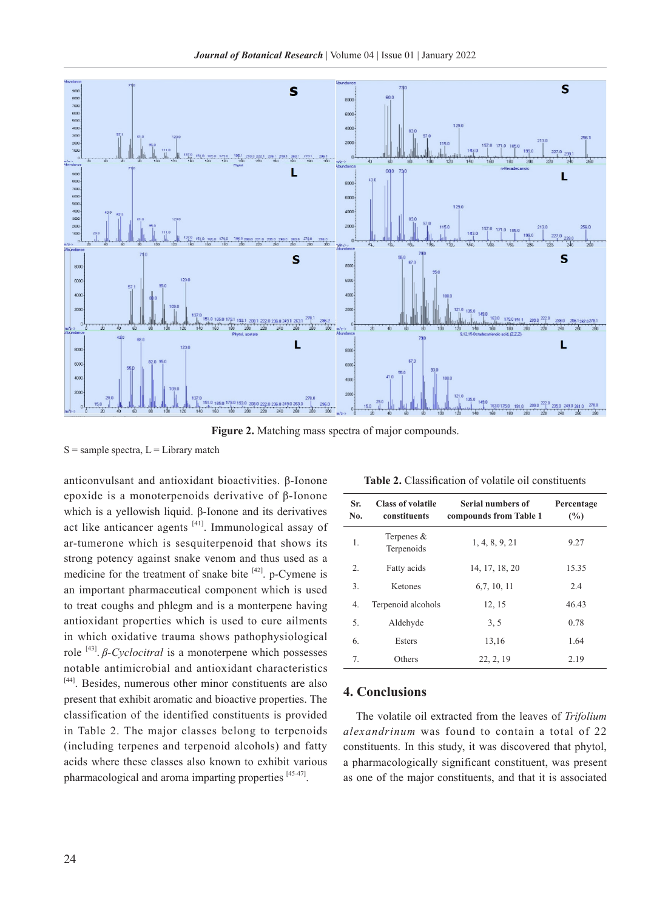**Figure 2.** Matching mass spectra of major compounds.

S = sample spectra, L = Library match

anticonvulsant and antioxidant bioactivities. β-Ionone epoxide is a monoterpenoids derivative of β-Ionone which is a yellowish liquid. β-Ionone and its derivatives act like anticancer agents [41]. Immunological assay of ar-tumerone which is sesquiterpenoid that shows its strong potency against snake venom and thus used as a medicine for the treatment of snake bite [42]. p-Cymene is an important pharmaceutical component which is used to treat coughs and phlegm and is a monterpene having antioxidant properties which is used to cure ailments in which oxidative trauma shows pathophysiological role [43]. *β-Cyclocitral* is a monoterpene which possesses notable antimicrobial and antioxidant characteristics [44]. Besides, numerous other minor constituents are also present that exhibit aromatic and bioactive properties. The classification of the identified constituents is provided in Table 2. The major classes belong to terpenoids (including terpenes and terpenoid alcohols) and fatty acids where these classes also known to exhibit various pharmacological and aroma imparting properties [45-47].

**Table 2.** Classification of volatile oil constituents

| Sr. No. | Class of volatile constituents | Serial numbers of compounds from Table 1 | Percentage (%) |
|---|---|---|---|
| 1. | Terpenes & Terpenoids | 1, 4, 8, 9, 21 | 9.27 |
| 2. | Fatty acids | 14, 17, 18, 20 | 15.35 |
| 3. | Ketones | 6,7, 10, 11 | 2.4 |
| 4. | Terpenoid alcohols | 12, 15 | 46.43 |
| 5. | Aldehyde | 3, 5 | 0.78 |
| 6. | Esters | 13,16 | 1.64 |
| 7. | Others | 22, 2, 19 | 2.19 |

## 4. Conclusions

The volatile oil extracted from the leaves of *Trifolium alexandrinum* was found to contain a total of 22 constituents. In this study, it was discovered that phytol, a pharmacologically significant constituent, was present as one of the major constituents, and that it is associated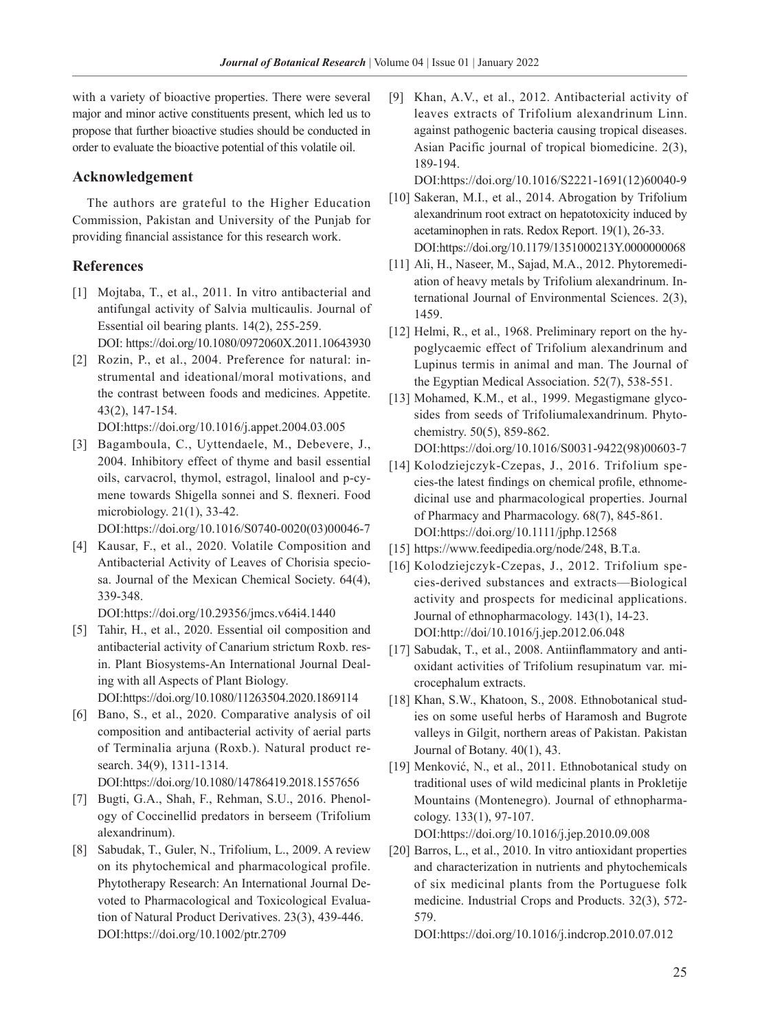with a variety of bioactive properties. There were several major and minor active constituents present, which led us to propose that further bioactive studies should be conducted in order to evaluate the bioactive potential of this volatile oil.

## Acknowledgement

The authors are grateful to the Higher Education Commission, Pakistan and University of the Punjab for providing financial assistance for this research work.

## References

[1] Mojtaba, T., et al., 2011. In vitro antibacterial and antifungal activity of Salvia multicaulis. Journal of Essential oil bearing plants. 14(2), 255-259. DOI: https://doi.org/10.1080/0972060X.2011.10643930

[2] Rozin, P., et al., 2004. Preference for natural: instrumental and ideational/moral motivations, and the contrast between foods and medicines. Appetite. 43(2), 147-154. DOI:https://doi.org/10.1016/j.appet.2004.03.005

[3] Bagamboula, C., Uyttendaele, M., Debevere, J., 2004. Inhibitory effect of thyme and basil essential oils, carvacrol, thymol, estragol, linalool and p-cymene towards Shigella sonnei and S. flexneri. Food microbiology. 21(1), 33-42. DOI:https://doi.org/10.1016/S0740-0020(03)00046-7

[4] Kausar, F., et al., 2020. Volatile Composition and Antibacterial Activity of Leaves of Chorisia speciosa. Journal of the Mexican Chemical Society. 64(4), 339-348. DOI:https://doi.org/10.29356/jmcs.v64i4.1440

[5] Tahir, H., et al., 2020. Essential oil composition and antibacterial activity of Canarium strictum Roxb. resin. Plant Biosystems-An International Journal Dealing with all Aspects of Plant Biology. DOI:https://doi.org/10.1080/11263504.2020.1869114

[6] Bano, S., et al., 2020. Comparative analysis of oil composition and antibacterial activity of aerial parts of Terminalia arjuna (Roxb.). Natural product research. 34(9), 1311-1314. DOI:https://doi.org/10.1080/14786419.2018.1557656

[7] Bugti, G.A., Shah, F., Rehman, S.U., 2016. Phenology of Coccinellid predators in berseem (Trifolium alexandrinum).

[8] Sabudak, T., Guler, N., Trifolium, L., 2009. A review on its phytochemical and pharmacological profile. Phytotherapy Research: An International Journal Devoted to Pharmacological and Toxicological Evaluation of Natural Product Derivatives. 23(3), 439-446. DOI:https://doi.org/10.1002/ptr.2709

[9] Khan, A.V., et al., 2012. Antibacterial activity of leaves extracts of Trifolium alexandrinum Linn. against pathogenic bacteria causing tropical diseases. Asian Pacific journal of tropical biomedicine. 2(3), 189-194. DOI:https://doi.org/10.1016/S2221-1691(12)60040-9

[10] Sakeran, M.I., et al., 2014. Abrogation by Trifolium alexandrinum root extract on hepatotoxicity induced by acetaminophen in rats. Redox Report. 19(1), 26-33. DOI:https://doi.org/10.1179/1351000213Y.0000000068

[11] Ali, H., Naseer, M., Sajad, M.A., 2012. Phytoremediation of heavy metals by Trifolium alexandrinum. International Journal of Environmental Sciences. 2(3), 1459.

[12] Helmi, R., et al., 1968. Preliminary report on the hypoglycaemic effect of Trifolium alexandrinum and Lupinus termis in animal and man. The Journal of the Egyptian Medical Association. 52(7), 538-551.

[13] Mohamed, K.M., et al., 1999. Megastigmane glycosides from seeds of Trifoliumalexandrinum. Phytochemistry. 50(5), 859-862. DOI:https://doi.org/10.1016/S0031-9422(98)00603-7

[14] Kolodziejczyk-Czepas, J., 2016. Trifolium species-the latest findings on chemical profile, ethnomedicinal use and pharmacological properties. Journal of Pharmacy and Pharmacology. 68(7), 845-861. DOI:https://doi.org/10.1111/jphp.12568

[15] https://www.feedipedia.org/node/248, B.T.a.

[16] Kolodziejczyk-Czepas, J., 2012. Trifolium species-derived substances and extracts—Biological activity and prospects for medicinal applications. Journal of ethnopharmacology. 143(1), 14-23. DOI:http://doi/10.1016/j.jep.2012.06.048

[17] Sabudak, T., et al., 2008. Antiinflammatory and antioxidant activities of Trifolium resupinatum var. microcephalum extracts.

[18] Khan, S.W., Khatoon, S., 2008. Ethnobotanical studies on some useful herbs of Haramosh and Bugrote valleys in Gilgit, northern areas of Pakistan. Pakistan Journal of Botany. 40(1), 43.

[19] Menković, N., et al., 2011. Ethnobotanical study on traditional uses of wild medicinal plants in Prokletije Mountains (Montenegro). Journal of ethnopharmacology. 133(1), 97-107. DOI:https://doi.org/10.1016/j.jep.2010.09.008

[20] Barros, L., et al., 2010. In vitro antioxidant properties and characterization in nutrients and phytochemicals of six medicinal plants from the Portuguese folk medicine. Industrial Crops and Products. 32(3), 572-579. DOI:https://doi.org/10.1016/j.indcrop.2010.07.012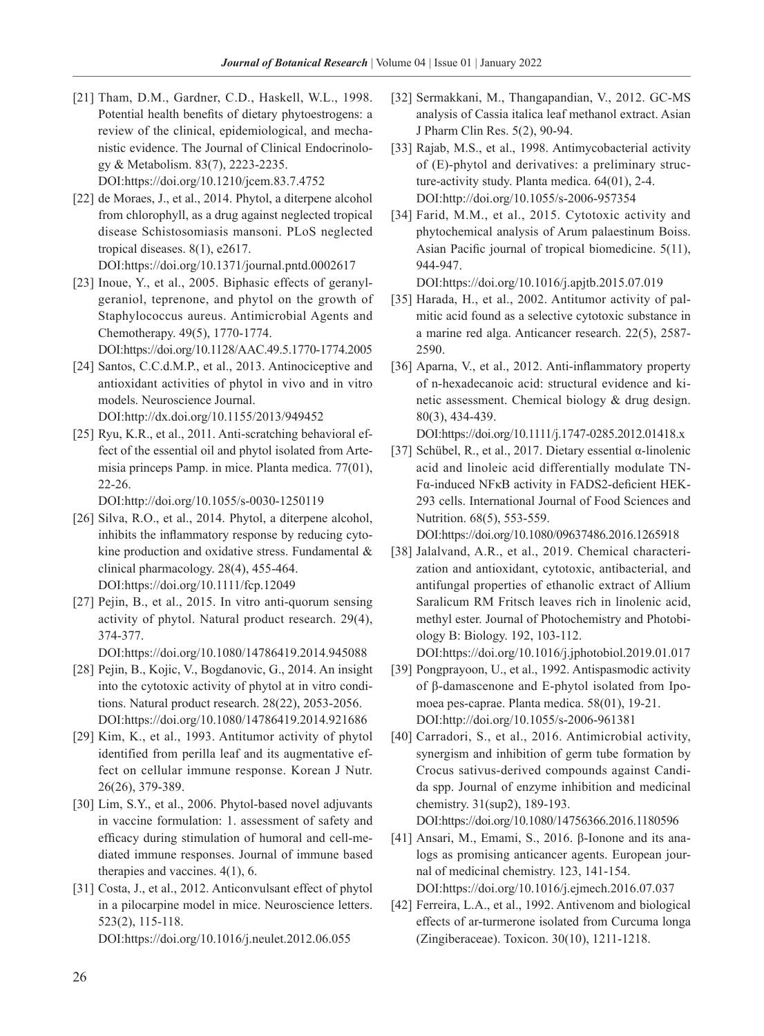[21] Tham, D.M., Gardner, C.D., Haskell, W.L., 1998. Potential health benefits of dietary phytoestrogens: a review of the clinical, epidemiological, and mechanistic evidence. The Journal of Clinical Endocrinology & Metabolism. 83(7), 2223-2235. DOI:https://doi.org/10.1210/jcem.83.7.4752

[22] de Moraes, J., et al., 2014. Phytol, a diterpene alcohol from chlorophyll, as a drug against neglected tropical disease Schistosomiasis mansoni. PLoS neglected tropical diseases. 8(1), e2617. DOI:https://doi.org/10.1371/journal.pntd.0002617

[23] Inoue, Y., et al., 2005. Biphasic effects of geranylgeraniol, teprenone, and phytol on the growth of Staphylococcus aureus. Antimicrobial Agents and Chemotherapy. 49(5), 1770-1774. DOI:https://doi.org/10.1128/AAC.49.5.1770-1774.2005

[24] Santos, C.C.d.M.P., et al., 2013. Antinociceptive and antioxidant activities of phytol in vivo and in vitro models. Neuroscience Journal. DOI:http://dx.doi.org/10.1155/2013/949452

[25] Ryu, K.R., et al., 2011. Anti-scratching behavioral effect of the essential oil and phytol isolated from Artemisia princeps Pamp. in mice. Planta medica. 77(01), 22-26. DOI:http://doi.org/10.1055/s-0030-1250119

[26] Silva, R.O., et al., 2014. Phytol, a diterpene alcohol, inhibits the inflammatory response by reducing cytokine production and oxidative stress. Fundamental & clinical pharmacology. 28(4), 455-464. DOI:https://doi.org/10.1111/fcp.12049

[27] Pejin, B., et al., 2015. In vitro anti-quorum sensing activity of phytol. Natural product research. 29(4), 374-377. DOI:https://doi.org/10.1080/14786419.2014.945088

[28] Pejin, B., Kojic, V., Bogdanovic, G., 2014. An insight into the cytotoxic activity of phytol at in vitro conditions. Natural product research. 28(22), 2053-2056. DOI:https://doi.org/10.1080/14786419.2014.921686

[29] Kim, K., et al., 1993. Antitumor activity of phytol identified from perilla leaf and its augmentative effect on cellular immune response. Korean J Nutr. 26(26), 379-389.

[30] Lim, S.Y., et al., 2006. Phytol-based novel adjuvants in vaccine formulation: 1. assessment of safety and efficacy during stimulation of humoral and cell-mediated immune responses. Journal of immune based therapies and vaccines. 4(1), 6.

[31] Costa, J., et al., 2012. Anticonvulsant effect of phytol in a pilocarpine model in mice. Neuroscience letters. 523(2), 115-118. DOI:https://doi.org/10.1016/j.neulet.2012.06.055

[32] Sermakkani, M., Thangapandian, V., 2012. GC-MS analysis of Cassia italica leaf methanol extract. Asian J Pharm Clin Res. 5(2), 90-94.

[33] Rajab, M.S., et al., 1998. Antimycobacterial activity of (E)-phytol and derivatives: a preliminary structure-activity study. Planta medica. 64(01), 2-4. DOI:http://doi.org/10.1055/s-2006-957354

[34] Farid, M.M., et al., 2015. Cytotoxic activity and phytochemical analysis of Arum palaestinum Boiss. Asian Pacific journal of tropical biomedicine. 5(11), 944-947. DOI:https://doi.org/10.1016/j.apjtb.2015.07.019

[35] Harada, H., et al., 2002. Antitumor activity of palmitic acid found as a selective cytotoxic substance in a marine red alga. Anticancer research. 22(5), 2587-2590.

[36] Aparna, V., et al., 2012. Anti-inflammatory property of n-hexadecanoic acid: structural evidence and kinetic assessment. Chemical biology & drug design. 80(3), 434-439. DOI:https://doi.org/10.1111/j.1747-0285.2012.01418.x

[37] Schübel, R., et al., 2017. Dietary essential α-linolenic acid and linoleic acid differentially modulate TNFα-induced NFκB activity in FADS2-deficient HEK-293 cells. International Journal of Food Sciences and Nutrition. 68(5), 553-559. DOI:https://doi.org/10.1080/09637486.2016.1265918

[38] Jalalvand, A.R., et al., 2019. Chemical characterization and antioxidant, cytotoxic, antibacterial, and antifungal properties of ethanolic extract of Allium Saralicum RM Fritsch leaves rich in linolenic acid, methyl ester. Journal of Photochemistry and Photobiology B: Biology. 192, 103-112. DOI:https://doi.org/10.1016/j.jphotobiol.2019.01.017

[39] Pongprayoon, U., et al., 1992. Antispasmodic activity of β-damascenone and E-phytol isolated from Ipomoea pes-caprae. Planta medica. 58(01), 19-21. DOI:http://doi.org/10.1055/s-2006-961381

[40] Carradori, S., et al., 2016. Antimicrobial activity, synergism and inhibition of germ tube formation by Crocus sativus-derived compounds against Candida spp. Journal of enzyme inhibition and medicinal chemistry. 31(sup2), 189-193. DOI:https://doi.org/10.1080/14756366.2016.1180596

[41] Ansari, M., Emami, S., 2016. β-Ionone and its analogs as promising anticancer agents. European journal of medicinal chemistry. 123, 141-154. DOI:https://doi.org/10.1016/j.ejmech.2016.07.037

[42] Ferreira, L.A., et al., 1992. Antivenom and biological effects of ar-turmerone isolated from Curcuma longa (Zingiberaceae). Toxicon. 30(10), 1211-1218.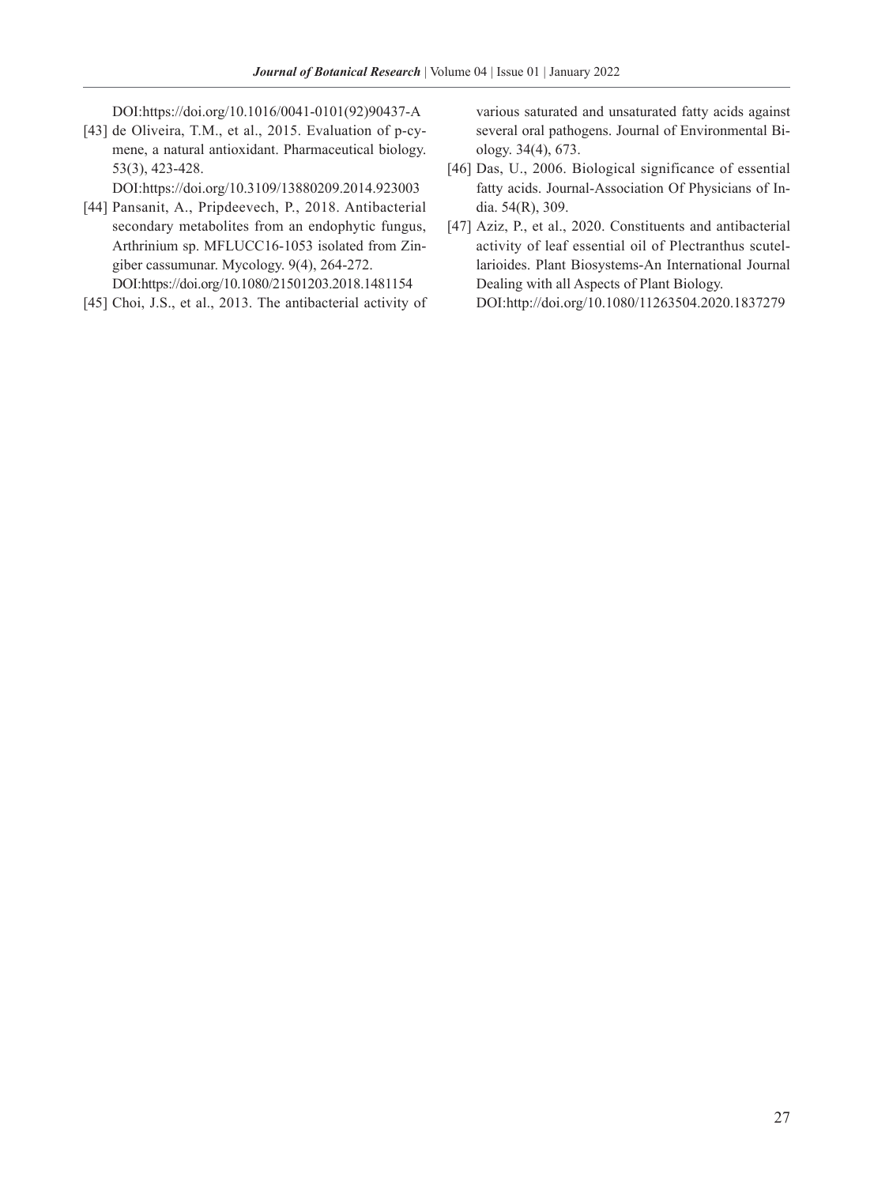DOI:https://doi.org/10.1016/0041-0101(92)90437-A

[43] de Oliveira, T.M., et al., 2015. Evaluation of p-cymene, a natural antioxidant. Pharmaceutical biology. 53(3), 423-428.
DOI:https://doi.org/10.3109/13880209.2014.923003

[44] Pansanit, A., Pripdeevech, P., 2018. Antibacterial secondary metabolites from an endophytic fungus, Arthrinium sp. MFLUCC16-1053 isolated from Zingiber cassumunar. Mycology. 9(4), 264-272.
DOI:https://doi.org/10.1080/21501203.2018.1481154

[45] Choi, J.S., et al., 2013. The antibacterial activity of various saturated and unsaturated fatty acids against several oral pathogens. Journal of Environmental Biology. 34(4), 673.

[46] Das, U., 2006. Biological significance of essential fatty acids. Journal-Association Of Physicians of India. 54(R), 309.

[47] Aziz, P., et al., 2020. Constituents and antibacterial activity of leaf essential oil of Plectranthus scutellarioides. Plant Biosystems-An International Journal Dealing with all Aspects of Plant Biology.
DOI:http://doi.org/10.1080/11263504.2020.1837279